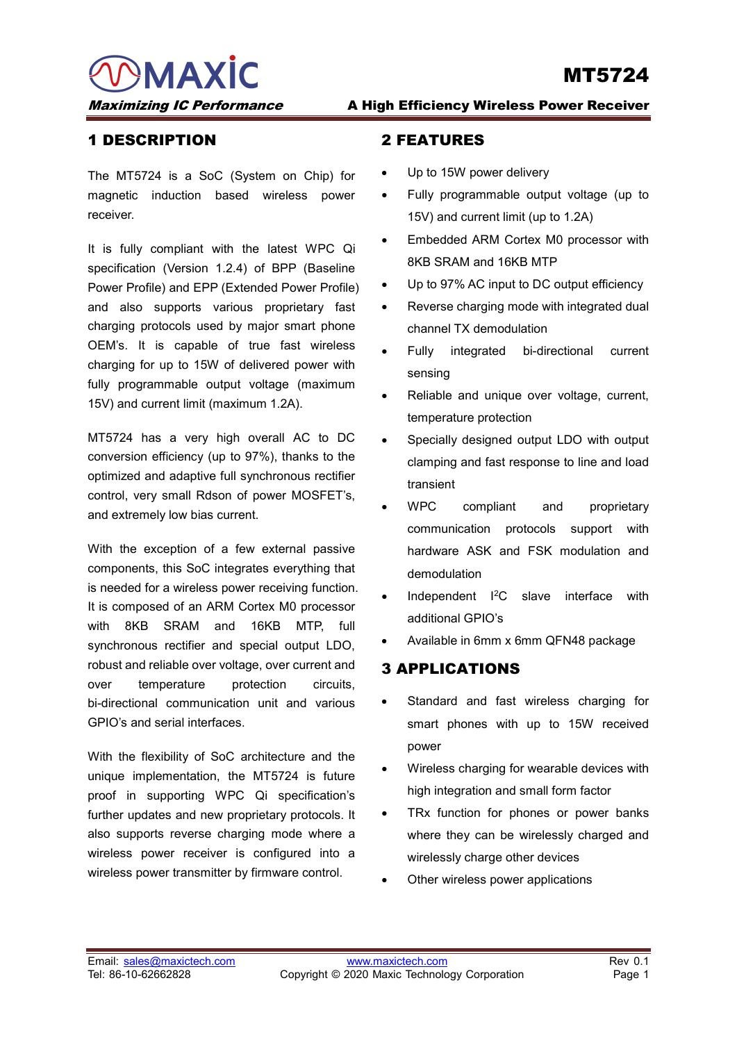# MT5724

**A High Efficiency Wireless Power Receiver**

## 1 DESCRIPTION

The MT5724 is a SoC (System on Chip) for magnetic induction based wireless power receiver.

It is fully compliant with the latest WPC Qi specification (Version 1.2.4) of BPP (Baseline Power Profile) and EPP (Extended Power Profile) and also supports various proprietary fast charging protocols used by major smart phone OEM's. It is capable of true fast wireless charging for up to 15W of delivered power with fully programmable output voltage (maximum 15V) and current limit (maximum 1.2A).

MT5724 has a very high overall AC to DC conversion efficiency (up to 97%), thanks to the optimized and adaptive full synchronous rectifier control, very small Rdson of power MOSFET's, and extremely low bias current.

With the exception of a few external passive components, this SoC integrates everything that is needed for a wireless power receiving function. It is composed of an ARM Cortex M0 processor with 8KB SRAM and 16KB MTP, full synchronous rectifier and special output LDO, robust and reliable over voltage, over current and over temperature protection circuits, bi-directional communication unit and various GPIO's and serial interfaces.

With the flexibility of SoC architecture and the unique implementation, the MT5724 is future proof in supporting WPC Qi specification's further updates and new proprietary protocols. It also supports reverse charging mode where a wireless power receiver is configured into a wireless power transmitter by firmware control.

## 2 FEATURES

- Up to 15W power delivery
- Fully programmable output voltage (up to 15V) and current limit (up to 1.2A)
- Embedded ARM Cortex M0 processor with 8KB SRAM and 16KB MTP
- Up to 97% AC input to DC output efficiency
- Reverse charging mode with integrated dual channel TX demodulation
- Fully integrated bi-directional current sensing
- Reliable and unique over voltage, current, temperature protection
- Specially designed output LDO with output clamping and fast response to line and load transient
- WPC compliant and proprietary communication protocols support with hardware ASK and FSK modulation and demodulation
- Independent $I^2C$ slave interface with additional GPIO's
- Available in 6mm x 6mm QFN48 package

## 3 APPLICATIONS

- Standard and fast wireless charging for smart phones with up to 15W received power
- Wireless charging for wearable devices with high integration and small form factor
- TRx function for phones or power banks where they can be wirelessly charged and wirelessly charge other devices
- Other wireless power applications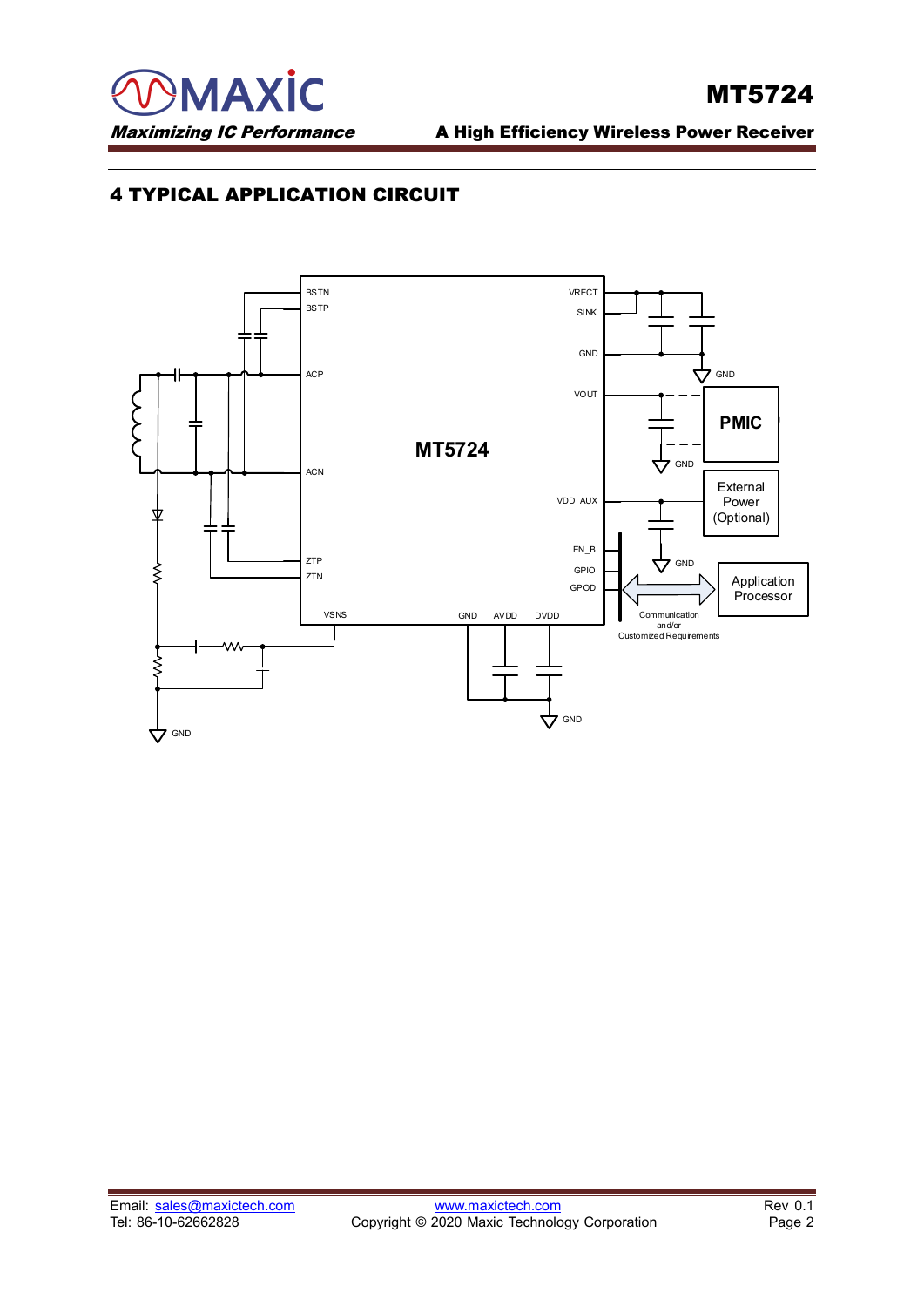## 4 TYPICAL APPLICATION CIRCUIT

BSTN
BSTP
ACP
ACN
ZTP
ZTN
VSNS
GND
AVDD
DVDD
MT5724
VRECT
SINK
GND
VOUT
VDD_AUX
EN_B
GPIO
GPOD
GND
PMIC
GND
External Power (Optional)
GND
Application Processor
Communication and/or Customized Requirements
GND
GND